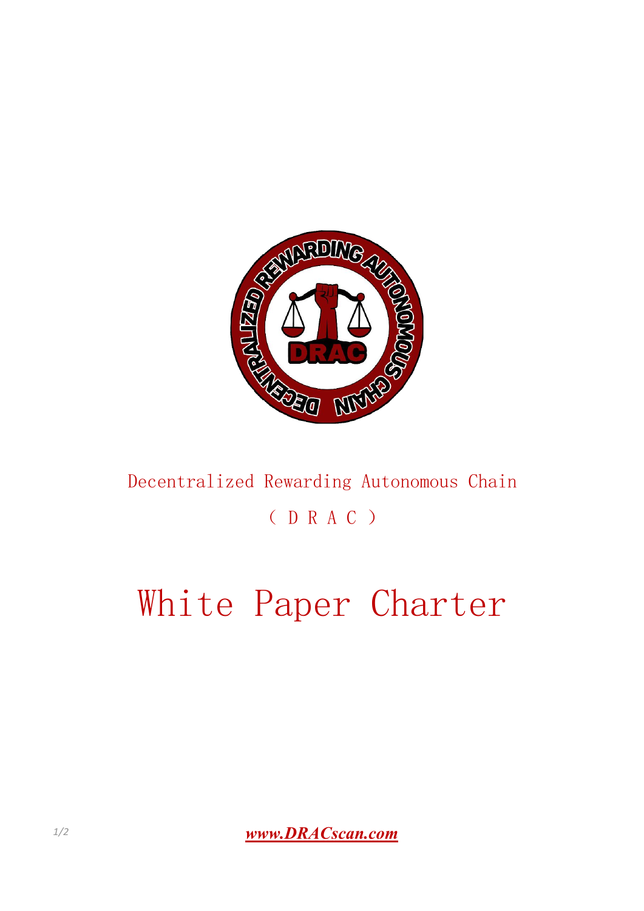Decentralized Rewarding Autonomous Chain

（ D R A C ）

# White Paper Charter

***www.DRACscan.com***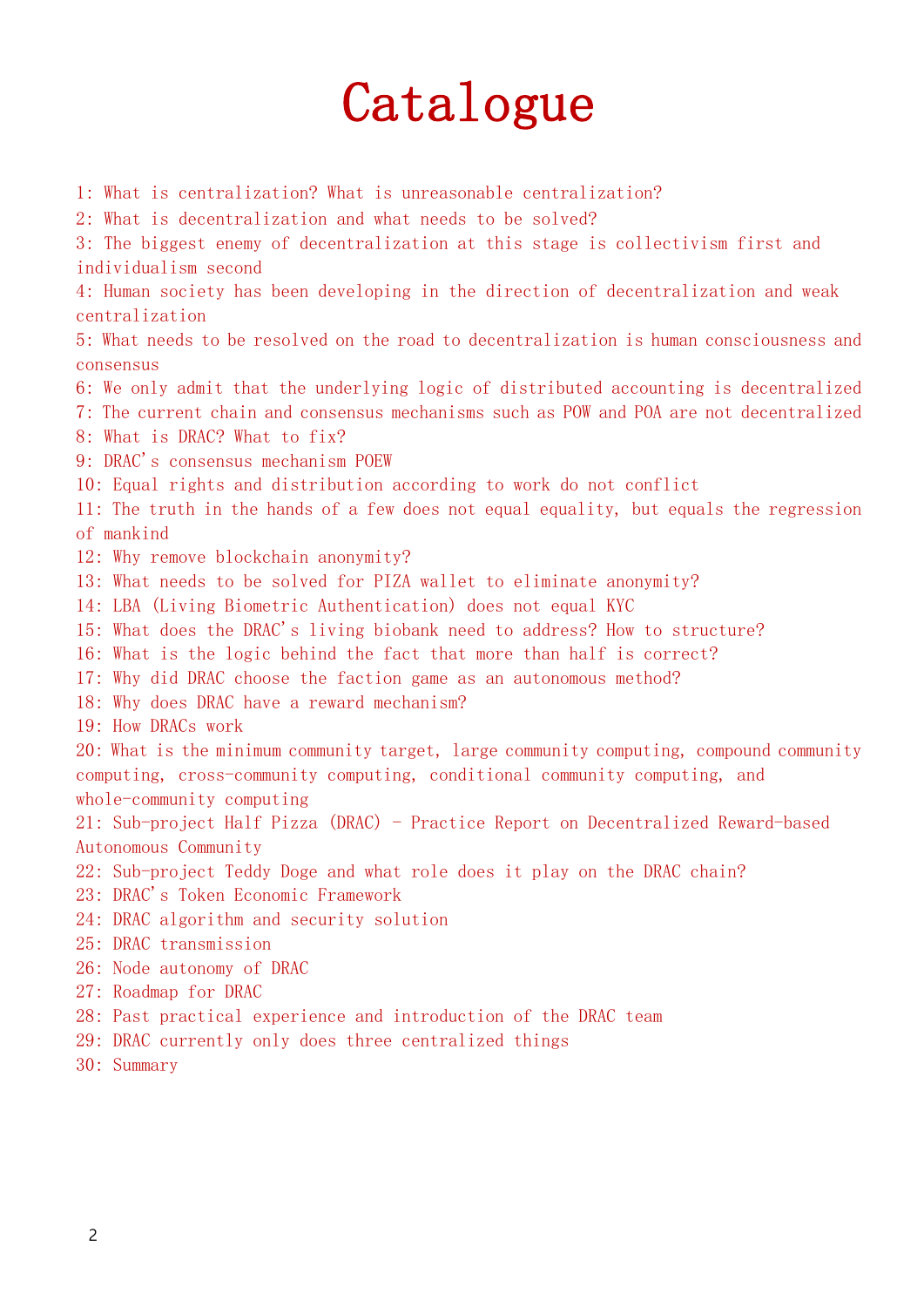# Catalogue

1: What is centralization? What is unreasonable centralization?
2: What is decentralization and what needs to be solved?
3: The biggest enemy of decentralization at this stage is collectivism first and individualism second
4: Human society has been developing in the direction of decentralization and weak centralization
5: What needs to be resolved on the road to decentralization is human consciousness and consensus
6: We only admit that the underlying logic of distributed accounting is decentralized
7: The current chain and consensus mechanisms such as POW and POA are not decentralized
8: What is DRAC? What to fix?
9: DRAC's consensus mechanism POEW
10: Equal rights and distribution according to work do not conflict
11: The truth in the hands of a few does not equal equality, but equals the regression of mankind
12: Why remove blockchain anonymity?
13: What needs to be solved for PIZA wallet to eliminate anonymity?
14: LBA (Living Biometric Authentication) does not equal KYC
15: What does the DRAC's living biobank need to address? How to structure?
16: What is the logic behind the fact that more than half is correct?
17: Why did DRAC choose the faction game as an autonomous method?
18: Why does DRAC have a reward mechanism?
19: How DRACs work
20: What is the minimum community target, large community computing, compound community computing, cross-community computing, conditional community computing, and whole-community computing
21: Sub-project Half Pizza (DRAC) - Practice Report on Decentralized Reward-based Autonomous Community
22: Sub-project Teddy Doge and what role does it play on the DRAC chain?
23: DRAC's Token Economic Framework
24: DRAC algorithm and security solution
25: DRAC transmission
26: Node autonomy of DRAC
27: Roadmap for DRAC
28: Past practical experience and introduction of the DRAC team
29: DRAC currently only does three centralized things
30: Summary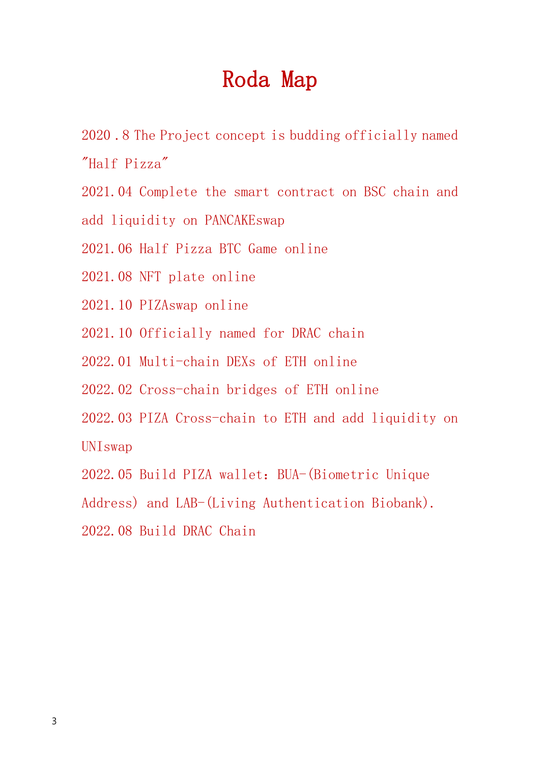# Roda Map

2020 .8 The Project concept is budding officially named "Half Pizza"

2021.04 Complete the smart contract on BSC chain and add liquidity on PANCAKEswap

2021.06 Half Pizza BTC Game online

2021.08 NFT plate online

2021.10 PIZAswap online

2021.10 Officially named for DRAC chain

2022.01 Multi-chain DEXs of ETH online

2022.02 Cross-chain bridges of ETH online

2022.03 PIZA Cross-chain to ETH and add liquidity on UNIswap

2022.05 Build PIZA wallet：BUA-(Biometric Unique Address) and LAB-(Living Authentication Biobank).

2022.08 Build DRAC Chain